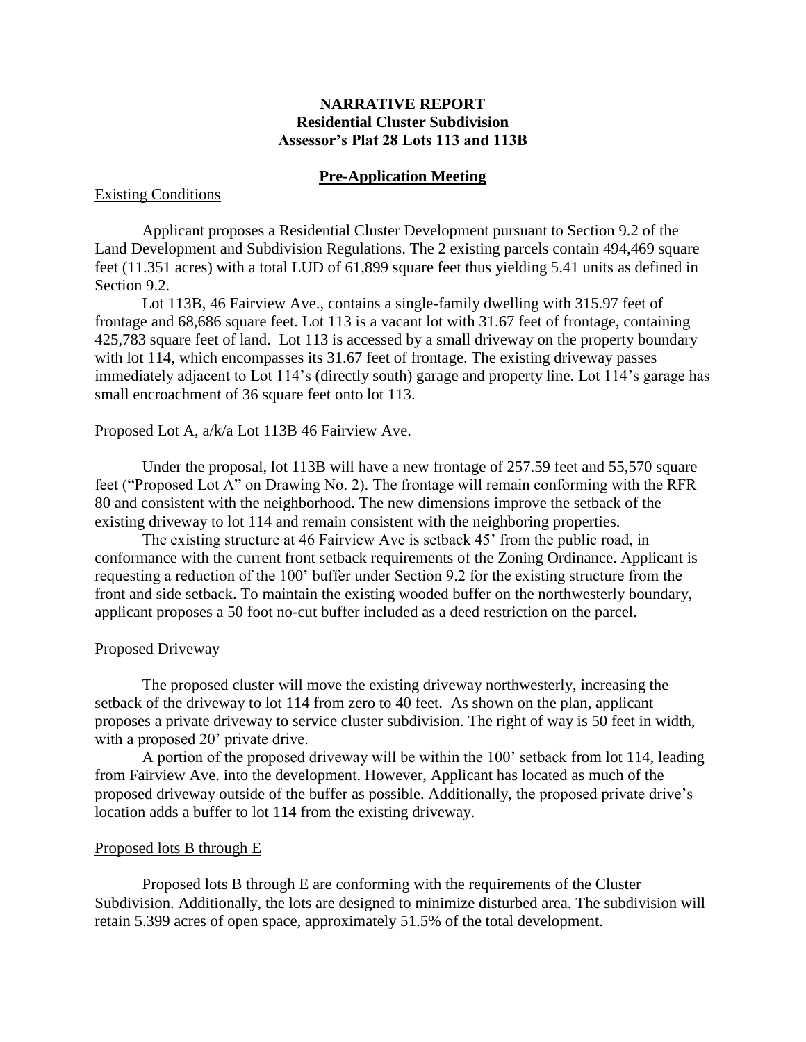# NARRATIVE REPORT
## Residential Cluster Subdivision
## Assessor's Plat 28 Lots 113 and 113B

### Pre-Application Meeting

#### Existing Conditions

Applicant proposes a Residential Cluster Development pursuant to Section 9.2 of the Land Development and Subdivision Regulations. The 2 existing parcels contain 494,469 square feet (11.351 acres) with a total LUD of 61,899 square feet thus yielding 5.41 units as defined in Section 9.2.

Lot 113B, 46 Fairview Ave., contains a single-family dwelling with 315.97 feet of frontage and 68,686 square feet. Lot 113 is a vacant lot with 31.67 feet of frontage, containing 425,783 square feet of land. Lot 113 is accessed by a small driveway on the property boundary with lot 114, which encompasses its 31.67 feet of frontage. The existing driveway passes immediately adjacent to Lot 114's (directly south) garage and property line. Lot 114's garage has small encroachment of 36 square feet onto lot 113.

#### Proposed Lot A, a/k/a Lot 113B 46 Fairview Ave.

Under the proposal, lot 113B will have a new frontage of 257.59 feet and 55,570 square feet ("Proposed Lot A" on Drawing No. 2). The frontage will remain conforming with the RFR 80 and consistent with the neighborhood. The new dimensions improve the setback of the existing driveway to lot 114 and remain consistent with the neighboring properties.

The existing structure at 46 Fairview Ave is setback 45' from the public road, in conformance with the current front setback requirements of the Zoning Ordinance. Applicant is requesting a reduction of the 100' buffer under Section 9.2 for the existing structure from the front and side setback. To maintain the existing wooded buffer on the northwesterly boundary, applicant proposes a 50 foot no-cut buffer included as a deed restriction on the parcel.

#### Proposed Driveway

The proposed cluster will move the existing driveway northwesterly, increasing the setback of the driveway to lot 114 from zero to 40 feet. As shown on the plan, applicant proposes a private driveway to service cluster subdivision. The right of way is 50 feet in width, with a proposed 20' private drive.

A portion of the proposed driveway will be within the 100' setback from lot 114, leading from Fairview Ave. into the development. However, Applicant has located as much of the proposed driveway outside of the buffer as possible. Additionally, the proposed private drive's location adds a buffer to lot 114 from the existing driveway.

#### Proposed lots B through E

Proposed lots B through E are conforming with the requirements of the Cluster Subdivision. Additionally, the lots are designed to minimize disturbed area. The subdivision will retain 5.399 acres of open space, approximately 51.5% of the total development.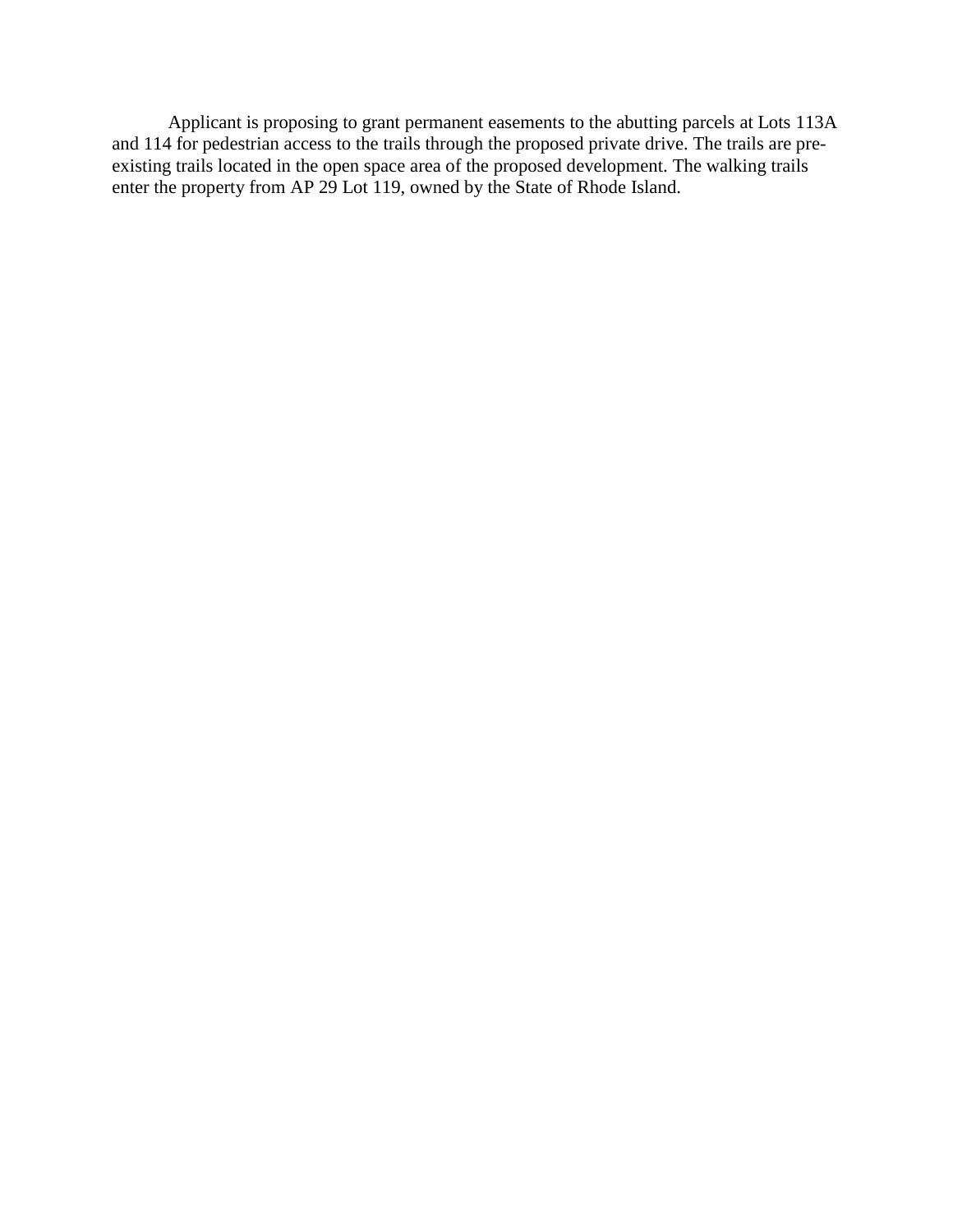Applicant is proposing to grant permanent easements to the abutting parcels at Lots 113A and 114 for pedestrian access to the trails through the proposed private drive. The trails are pre-existing trails located in the open space area of the proposed development. The walking trails enter the property from AP 29 Lot 119, owned by the State of Rhode Island.